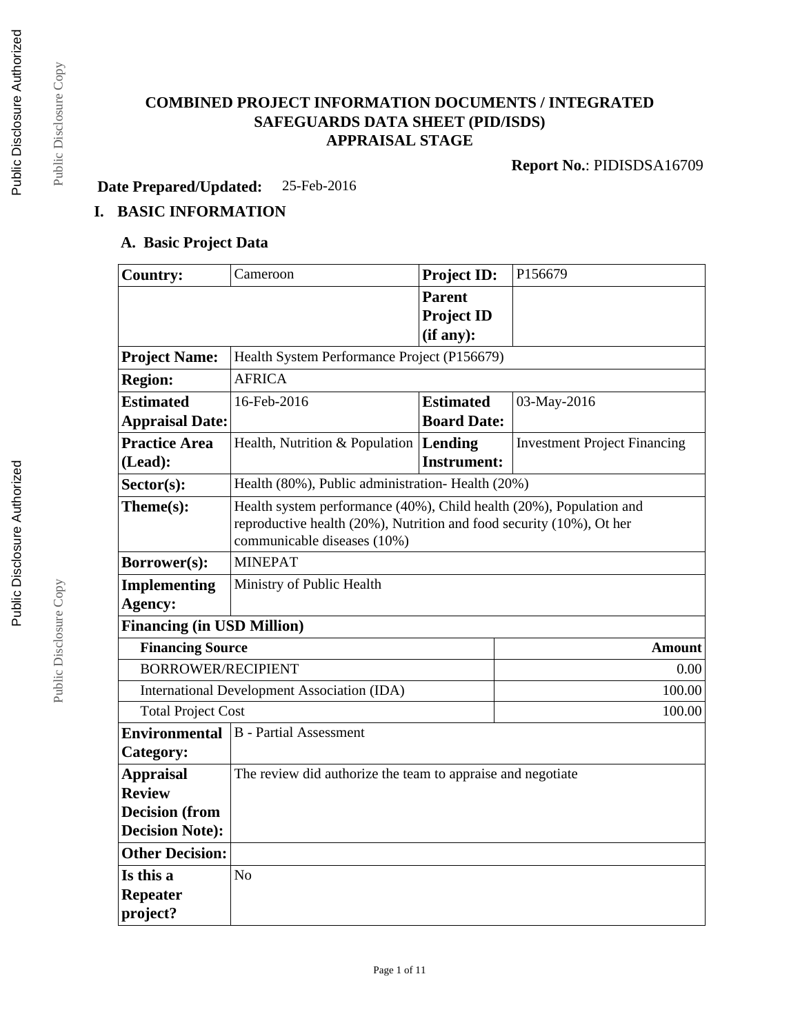# COMBINED PROJECT INFORMATION DOCUMENTS / INTEGRATED SAFEGUARDS DATA SHEET (PID/ISDS)
## APPRAISAL STAGE

**Report No.**: PIDISDSA16709

**Date Prepared/Updated:** 25-Feb-2016

## I. BASIC INFORMATION

### A. Basic Project Data

| | | | |
|---|---|---|---|
| **Country:** | Cameroon | **Project ID:** | P156679 |
| | | **Parent Project ID (if any):** | |
| **Project Name:** | Health System Performance Project (P156679) | | |
| **Region:** | AFRICA | | |
| **Estimated Appraisal Date:** | 16-Feb-2016 | **Estimated Board Date:** | 03-May-2016 |
| **Practice Area (Lead):** | Health, Nutrition & Population | **Lending Instrument:** | Investment Project Financing |
| **Sector(s):** | Health (80%), Public administration- Health (20%) | | |
| **Theme(s):** | Health system performance (40%), Child health (20%), Population and reproductive health (20%), Nutrition and food security (10%), Ot her communicable diseases (10%) | | |
| **Borrower(s):** | MINEPAT | | |
| **Implementing Agency:** | Ministry of Public Health | | |
| **Financing (in USD Million)** | | | |
| **Financing Source** | | | **Amount** |
| BORROWER/RECIPIENT | | | 0.00 |
| International Development Association (IDA) | | | 100.00 |
| Total Project Cost | | | 100.00 |
| **Environmental Category:** | B - Partial Assessment | | |
| **Appraisal Review Decision (from Decision Note):** | The review did authorize the team to appraise and negotiate | | |
| **Other Decision:** | | | |
| **Is this a Repeater project?** | No | | |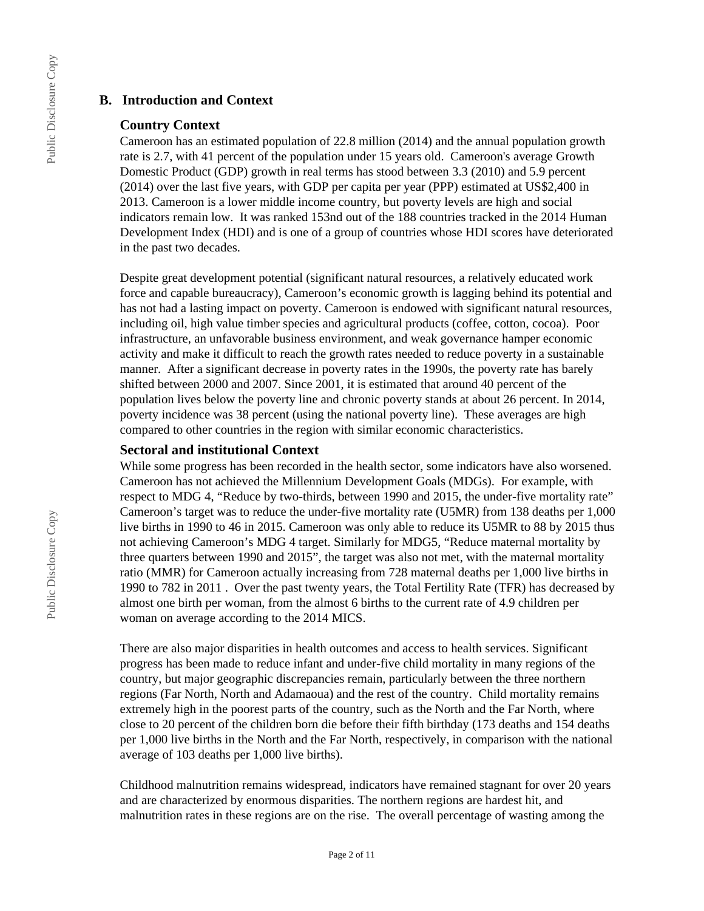## B. Introduction and Context

### Country Context

Cameroon has an estimated population of 22.8 million (2014) and the annual population growth rate is 2.7, with 41 percent of the population under 15 years old. Cameroon's average Growth Domestic Product (GDP) growth in real terms has stood between 3.3 (2010) and 5.9 percent (2014) over the last five years, with GDP per capita per year (PPP) estimated at US$2,400 in 2013. Cameroon is a lower middle income country, but poverty levels are high and social indicators remain low. It was ranked 153nd out of the 188 countries tracked in the 2014 Human Development Index (HDI) and is one of a group of countries whose HDI scores have deteriorated in the past two decades.

Despite great development potential (significant natural resources, a relatively educated work force and capable bureaucracy), Cameroon's economic growth is lagging behind its potential and has not had a lasting impact on poverty. Cameroon is endowed with significant natural resources, including oil, high value timber species and agricultural products (coffee, cotton, cocoa). Poor infrastructure, an unfavorable business environment, and weak governance hamper economic activity and make it difficult to reach the growth rates needed to reduce poverty in a sustainable manner. After a significant decrease in poverty rates in the 1990s, the poverty rate has barely shifted between 2000 and 2007. Since 2001, it is estimated that around 40 percent of the population lives below the poverty line and chronic poverty stands at about 26 percent. In 2014, poverty incidence was 38 percent (using the national poverty line). These averages are high compared to other countries in the region with similar economic characteristics.

### Sectoral and institutional Context

While some progress has been recorded in the health sector, some indicators have also worsened. Cameroon has not achieved the Millennium Development Goals (MDGs). For example, with respect to MDG 4, "Reduce by two-thirds, between 1990 and 2015, the under-five mortality rate" Cameroon's target was to reduce the under-five mortality rate (U5MR) from 138 deaths per 1,000 live births in 1990 to 46 in 2015. Cameroon was only able to reduce its U5MR to 88 by 2015 thus not achieving Cameroon's MDG 4 target. Similarly for MDG5, "Reduce maternal mortality by three quarters between 1990 and 2015", the target was also not met, with the maternal mortality ratio (MMR) for Cameroon actually increasing from 728 maternal deaths per 1,000 live births in 1990 to 782 in 2011 . Over the past twenty years, the Total Fertility Rate (TFR) has decreased by almost one birth per woman, from the almost 6 births to the current rate of 4.9 children per woman on average according to the 2014 MICS.

There are also major disparities in health outcomes and access to health services. Significant progress has been made to reduce infant and under-five child mortality in many regions of the country, but major geographic discrepancies remain, particularly between the three northern regions (Far North, North and Adamaoua) and the rest of the country. Child mortality remains extremely high in the poorest parts of the country, such as the North and the Far North, where close to 20 percent of the children born die before their fifth birthday (173 deaths and 154 deaths per 1,000 live births in the North and the Far North, respectively, in comparison with the national average of 103 deaths per 1,000 live births).

Childhood malnutrition remains widespread, indicators have remained stagnant for over 20 years and are characterized by enormous disparities. The northern regions are hardest hit, and malnutrition rates in these regions are on the rise. The overall percentage of wasting among the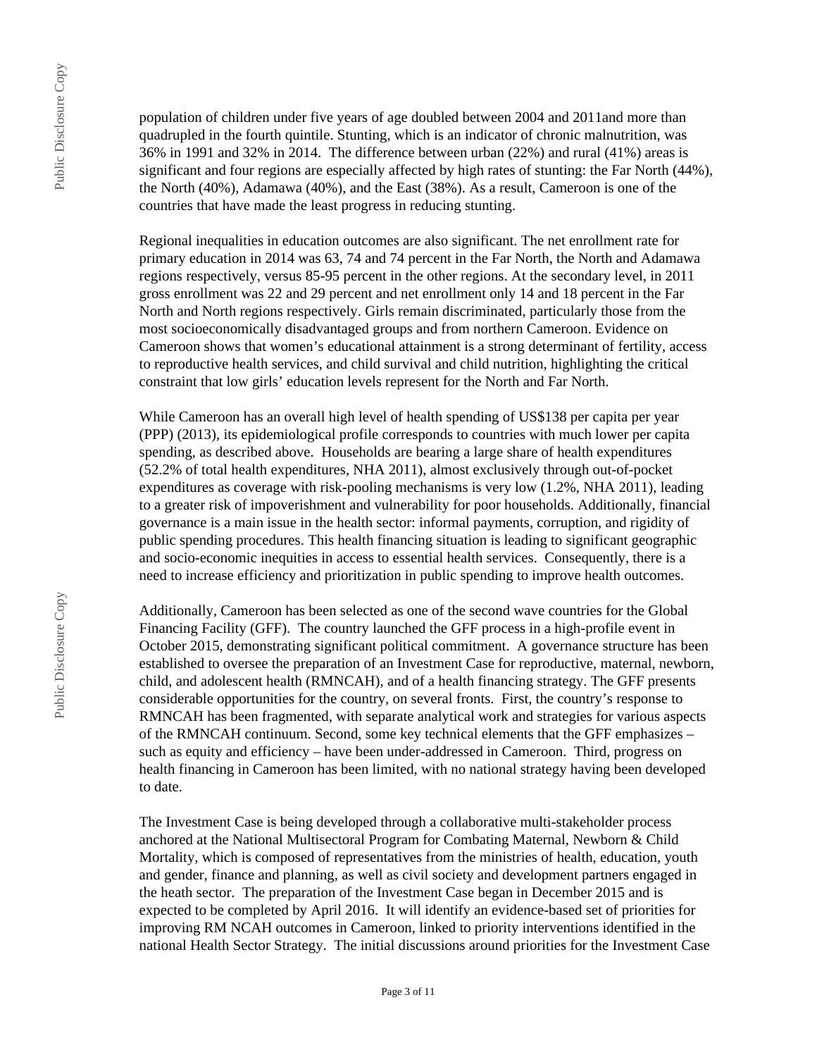population of children under five years of age doubled between 2004 and 2011and more than quadrupled in the fourth quintile. Stunting, which is an indicator of chronic malnutrition, was 36% in 1991 and 32% in 2014. The difference between urban (22%) and rural (41%) areas is significant and four regions are especially affected by high rates of stunting: the Far North (44%), the North (40%), Adamawa (40%), and the East (38%). As a result, Cameroon is one of the countries that have made the least progress in reducing stunting.

Regional inequalities in education outcomes are also significant. The net enrollment rate for primary education in 2014 was 63, 74 and 74 percent in the Far North, the North and Adamawa regions respectively, versus 85-95 percent in the other regions. At the secondary level, in 2011 gross enrollment was 22 and 29 percent and net enrollment only 14 and 18 percent in the Far North and North regions respectively. Girls remain discriminated, particularly those from the most socioeconomically disadvantaged groups and from northern Cameroon. Evidence on Cameroon shows that women's educational attainment is a strong determinant of fertility, access to reproductive health services, and child survival and child nutrition, highlighting the critical constraint that low girls' education levels represent for the North and Far North.

While Cameroon has an overall high level of health spending of US$138 per capita per year (PPP) (2013), its epidemiological profile corresponds to countries with much lower per capita spending, as described above. Households are bearing a large share of health expenditures (52.2% of total health expenditures, NHA 2011), almost exclusively through out-of-pocket expenditures as coverage with risk-pooling mechanisms is very low (1.2%, NHA 2011), leading to a greater risk of impoverishment and vulnerability for poor households. Additionally, financial governance is a main issue in the health sector: informal payments, corruption, and rigidity of public spending procedures. This health financing situation is leading to significant geographic and socio-economic inequities in access to essential health services. Consequently, there is a need to increase efficiency and prioritization in public spending to improve health outcomes.

Additionally, Cameroon has been selected as one of the second wave countries for the Global Financing Facility (GFF). The country launched the GFF process in a high-profile event in October 2015, demonstrating significant political commitment. A governance structure has been established to oversee the preparation of an Investment Case for reproductive, maternal, newborn, child, and adolescent health (RMNCAH), and of a health financing strategy. The GFF presents considerable opportunities for the country, on several fronts. First, the country's response to RMNCAH has been fragmented, with separate analytical work and strategies for various aspects of the RMNCAH continuum. Second, some key technical elements that the GFF emphasizes – such as equity and efficiency – have been under-addressed in Cameroon. Third, progress on health financing in Cameroon has been limited, with no national strategy having been developed to date.

The Investment Case is being developed through a collaborative multi-stakeholder process anchored at the National Multisectoral Program for Combating Maternal, Newborn & Child Mortality, which is composed of representatives from the ministries of health, education, youth and gender, finance and planning, as well as civil society and development partners engaged in the heath sector. The preparation of the Investment Case began in December 2015 and is expected to be completed by April 2016. It will identify an evidence-based set of priorities for improving RM NCAH outcomes in Cameroon, linked to priority interventions identified in the national Health Sector Strategy. The initial discussions around priorities for the Investment Case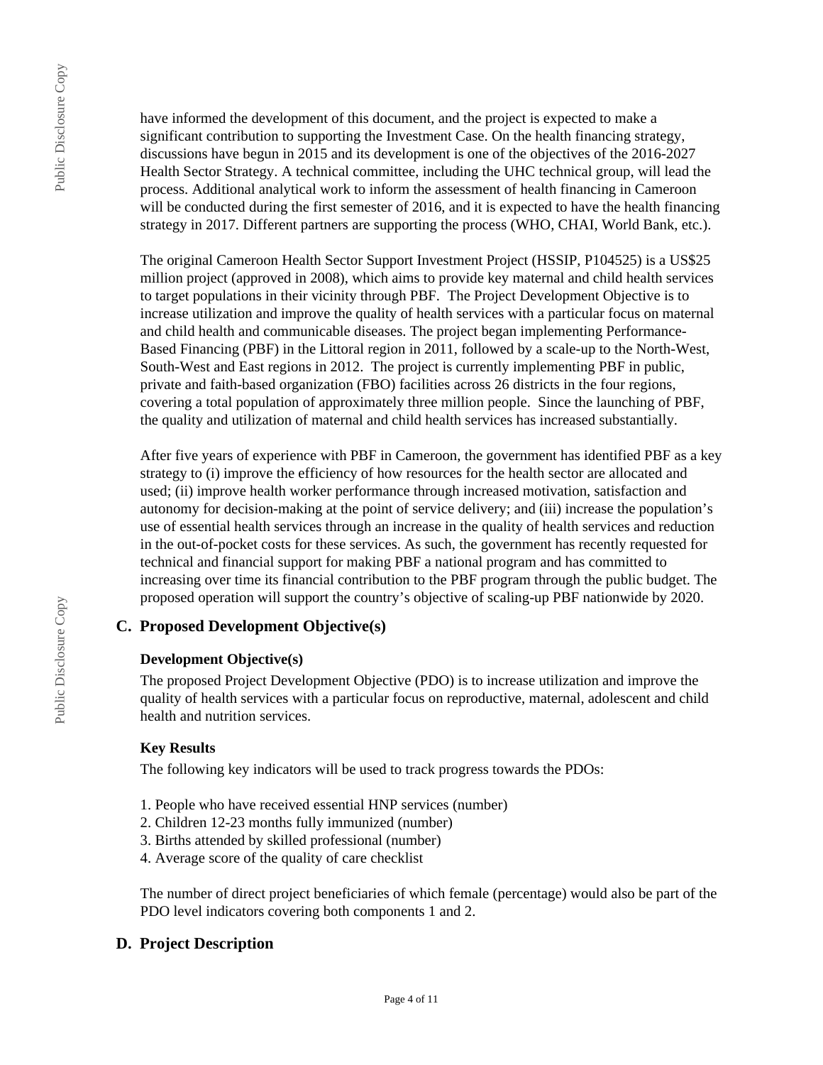have informed the development of this document, and the project is expected to make a significant contribution to supporting the Investment Case. On the health financing strategy, discussions have begun in 2015 and its development is one of the objectives of the 2016-2027 Health Sector Strategy. A technical committee, including the UHC technical group, will lead the process. Additional analytical work to inform the assessment of health financing in Cameroon will be conducted during the first semester of 2016, and it is expected to have the health financing strategy in 2017. Different partners are supporting the process (WHO, CHAI, World Bank, etc.).

The original Cameroon Health Sector Support Investment Project (HSSIP, P104525) is a US$25 million project (approved in 2008), which aims to provide key maternal and child health services to target populations in their vicinity through PBF. The Project Development Objective is to increase utilization and improve the quality of health services with a particular focus on maternal and child health and communicable diseases. The project began implementing Performance-Based Financing (PBF) in the Littoral region in 2011, followed by a scale-up to the North-West, South-West and East regions in 2012. The project is currently implementing PBF in public, private and faith-based organization (FBO) facilities across 26 districts in the four regions, covering a total population of approximately three million people. Since the launching of PBF, the quality and utilization of maternal and child health services has increased substantially.

After five years of experience with PBF in Cameroon, the government has identified PBF as a key strategy to (i) improve the efficiency of how resources for the health sector are allocated and used; (ii) improve health worker performance through increased motivation, satisfaction and autonomy for decision-making at the point of service delivery; and (iii) increase the population's use of essential health services through an increase in the quality of health services and reduction in the out-of-pocket costs for these services. As such, the government has recently requested for technical and financial support for making PBF a national program and has committed to increasing over time its financial contribution to the PBF program through the public budget. The proposed operation will support the country's objective of scaling-up PBF nationwide by 2020.

## C. Proposed Development Objective(s)

### Development Objective(s)

The proposed Project Development Objective (PDO) is to increase utilization and improve the quality of health services with a particular focus on reproductive, maternal, adolescent and child health and nutrition services.

### Key Results

The following key indicators will be used to track progress towards the PDOs:

1. People who have received essential HNP services (number)
2. Children 12-23 months fully immunized (number)
3. Births attended by skilled professional (number)
4. Average score of the quality of care checklist

The number of direct project beneficiaries of which female (percentage) would also be part of the PDO level indicators covering both components 1 and 2.

## D. Project Description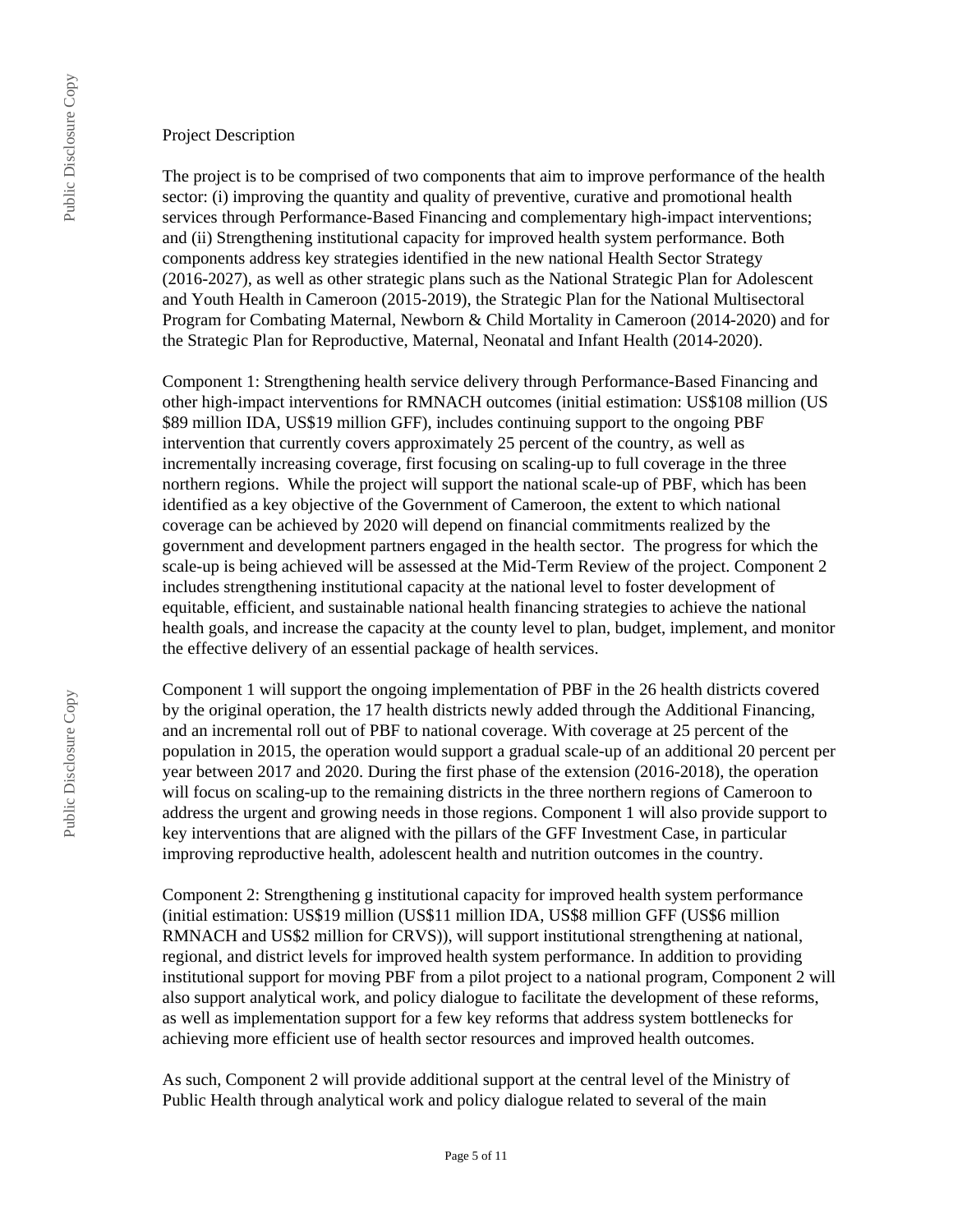Project Description

The project is to be comprised of two components that aim to improve performance of the health sector: (i) improving the quantity and quality of preventive, curative and promotional health services through Performance-Based Financing and complementary high-impact interventions; and (ii) Strengthening institutional capacity for improved health system performance. Both components address key strategies identified in the new national Health Sector Strategy (2016-2027), as well as other strategic plans such as the National Strategic Plan for Adolescent and Youth Health in Cameroon (2015-2019), the Strategic Plan for the National Multisectoral Program for Combating Maternal, Newborn & Child Mortality in Cameroon (2014-2020) and for the Strategic Plan for Reproductive, Maternal, Neonatal and Infant Health (2014-2020).

Component 1: Strengthening health service delivery through Performance-Based Financing and other high-impact interventions for RMNACH outcomes (initial estimation: US$108 million (US $89 million IDA, US$19 million GFF), includes continuing support to the ongoing PBF intervention that currently covers approximately 25 percent of the country, as well as incrementally increasing coverage, first focusing on scaling-up to full coverage in the three northern regions. While the project will support the national scale-up of PBF, which has been identified as a key objective of the Government of Cameroon, the extent to which national coverage can be achieved by 2020 will depend on financial commitments realized by the government and development partners engaged in the health sector. The progress for which the scale-up is being achieved will be assessed at the Mid-Term Review of the project. Component 2 includes strengthening institutional capacity at the national level to foster development of equitable, efficient, and sustainable national health financing strategies to achieve the national health goals, and increase the capacity at the county level to plan, budget, implement, and monitor the effective delivery of an essential package of health services.

Component 1 will support the ongoing implementation of PBF in the 26 health districts covered by the original operation, the 17 health districts newly added through the Additional Financing, and an incremental roll out of PBF to national coverage. With coverage at 25 percent of the population in 2015, the operation would support a gradual scale-up of an additional 20 percent per year between 2017 and 2020. During the first phase of the extension (2016-2018), the operation will focus on scaling-up to the remaining districts in the three northern regions of Cameroon to address the urgent and growing needs in those regions. Component 1 will also provide support to key interventions that are aligned with the pillars of the GFF Investment Case, in particular improving reproductive health, adolescent health and nutrition outcomes in the country.

Component 2: Strengthening g institutional capacity for improved health system performance (initial estimation: US$19 million (US$11 million IDA, US$8 million GFF (US$6 million RMNACH and US$2 million for CRVS)), will support institutional strengthening at national, regional, and district levels for improved health system performance. In addition to providing institutional support for moving PBF from a pilot project to a national program, Component 2 will also support analytical work, and policy dialogue to facilitate the development of these reforms, as well as implementation support for a few key reforms that address system bottlenecks for achieving more efficient use of health sector resources and improved health outcomes.

As such, Component 2 will provide additional support at the central level of the Ministry of Public Health through analytical work and policy dialogue related to several of the main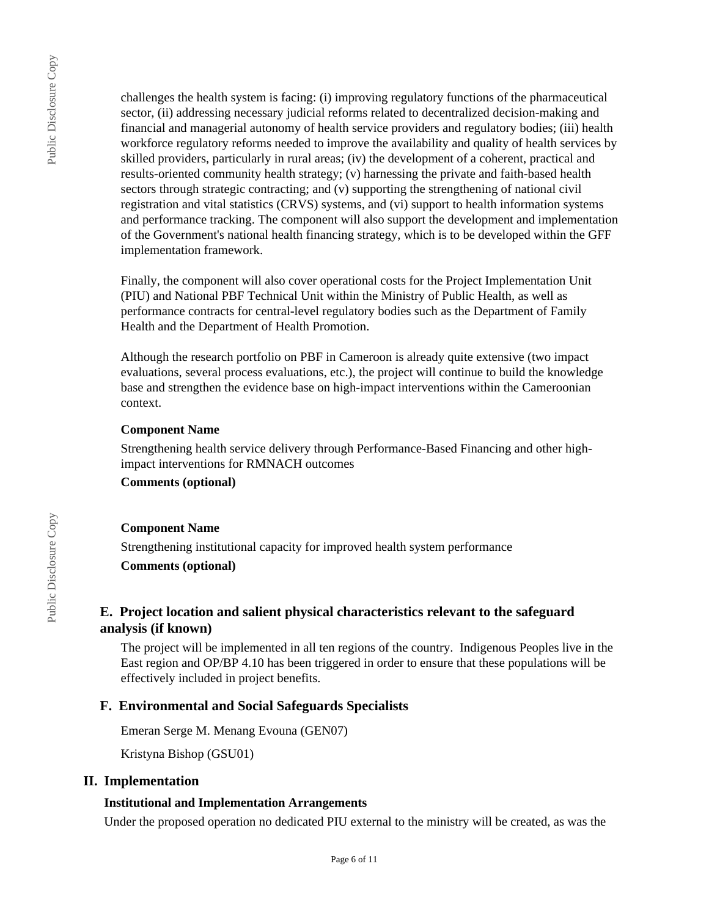challenges the health system is facing: (i) improving regulatory functions of the pharmaceutical sector, (ii) addressing necessary judicial reforms related to decentralized decision-making and financial and managerial autonomy of health service providers and regulatory bodies; (iii) health workforce regulatory reforms needed to improve the availability and quality of health services by skilled providers, particularly in rural areas; (iv) the development of a coherent, practical and results-oriented community health strategy; (v) harnessing the private and faith-based health sectors through strategic contracting; and (v) supporting the strengthening of national civil registration and vital statistics (CRVS) systems, and (vi) support to health information systems and performance tracking. The component will also support the development and implementation of the Government's national health financing strategy, which is to be developed within the GFF implementation framework.

Finally, the component will also cover operational costs for the Project Implementation Unit (PIU) and National PBF Technical Unit within the Ministry of Public Health, as well as performance contracts for central-level regulatory bodies such as the Department of Family Health and the Department of Health Promotion.

Although the research portfolio on PBF in Cameroon is already quite extensive (two impact evaluations, several process evaluations, etc.), the project will continue to build the knowledge base and strengthen the evidence base on high-impact interventions within the Cameroonian context.

**Component Name**

Strengthening health service delivery through Performance-Based Financing and other high-impact interventions for RMNACH outcomes

**Comments (optional)**

**Component Name**

Strengthening institutional capacity for improved health system performance

**Comments (optional)**

## E. Project location and salient physical characteristics relevant to the safeguard analysis (if known)

The project will be implemented in all ten regions of the country. Indigenous Peoples live in the East region and OP/BP 4.10 has been triggered in order to ensure that these populations will be effectively included in project benefits.

## F. Environmental and Social Safeguards Specialists

Emeran Serge M. Menang Evouna (GEN07)

Kristyna Bishop (GSU01)

# II. Implementation

**Institutional and Implementation Arrangements**

Under the proposed operation no dedicated PIU external to the ministry will be created, as was the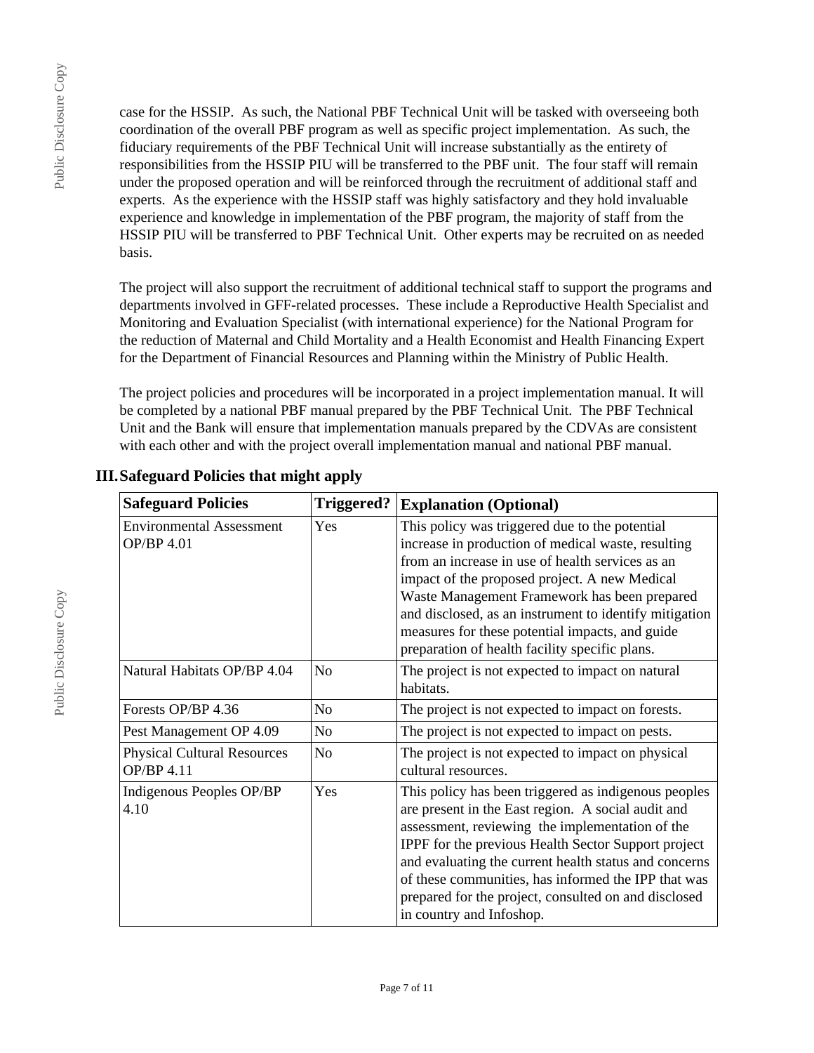case for the HSSIP. As such, the National PBF Technical Unit will be tasked with overseeing both coordination of the overall PBF program as well as specific project implementation. As such, the fiduciary requirements of the PBF Technical Unit will increase substantially as the entirety of responsibilities from the HSSIP PIU will be transferred to the PBF unit. The four staff will remain under the proposed operation and will be reinforced through the recruitment of additional staff and experts. As the experience with the HSSIP staff was highly satisfactory and they hold invaluable experience and knowledge in implementation of the PBF program, the majority of staff from the HSSIP PIU will be transferred to PBF Technical Unit. Other experts may be recruited on as needed basis.

The project will also support the recruitment of additional technical staff to support the programs and departments involved in GFF-related processes. These include a Reproductive Health Specialist and Monitoring and Evaluation Specialist (with international experience) for the National Program for the reduction of Maternal and Child Mortality and a Health Economist and Health Financing Expert for the Department of Financial Resources and Planning within the Ministry of Public Health.

The project policies and procedures will be incorporated in a project implementation manual. It will be completed by a national PBF manual prepared by the PBF Technical Unit. The PBF Technical Unit and the Bank will ensure that implementation manuals prepared by the CDVAs are consistent with each other and with the project overall implementation manual and national PBF manual.

## III. Safeguard Policies that might apply

| Safeguard Policies | Triggered? | Explanation (Optional) |
|---|---|---|
| Environmental Assessment OP/BP 4.01 | Yes | This policy was triggered due to the potential increase in production of medical waste, resulting from an increase in use of health services as an impact of the proposed project. A new Medical Waste Management Framework has been prepared and disclosed, as an instrument to identify mitigation measures for these potential impacts, and guide preparation of health facility specific plans. |
| Natural Habitats OP/BP 4.04 | No | The project is not expected to impact on natural habitats. |
| Forests OP/BP 4.36 | No | The project is not expected to impact on forests. |
| Pest Management OP 4.09 | No | The project is not expected to impact on pests. |
| Physical Cultural Resources OP/BP 4.11 | No | The project is not expected to impact on physical cultural resources. |
| Indigenous Peoples OP/BP 4.10 | Yes | This policy has been triggered as indigenous peoples are present in the East region. A social audit and assessment, reviewing the implementation of the IPPF for the previous Health Sector Support project and evaluating the current health status and concerns of these communities, has informed the IPP that was prepared for the project, consulted on and disclosed in country and Infoshop. |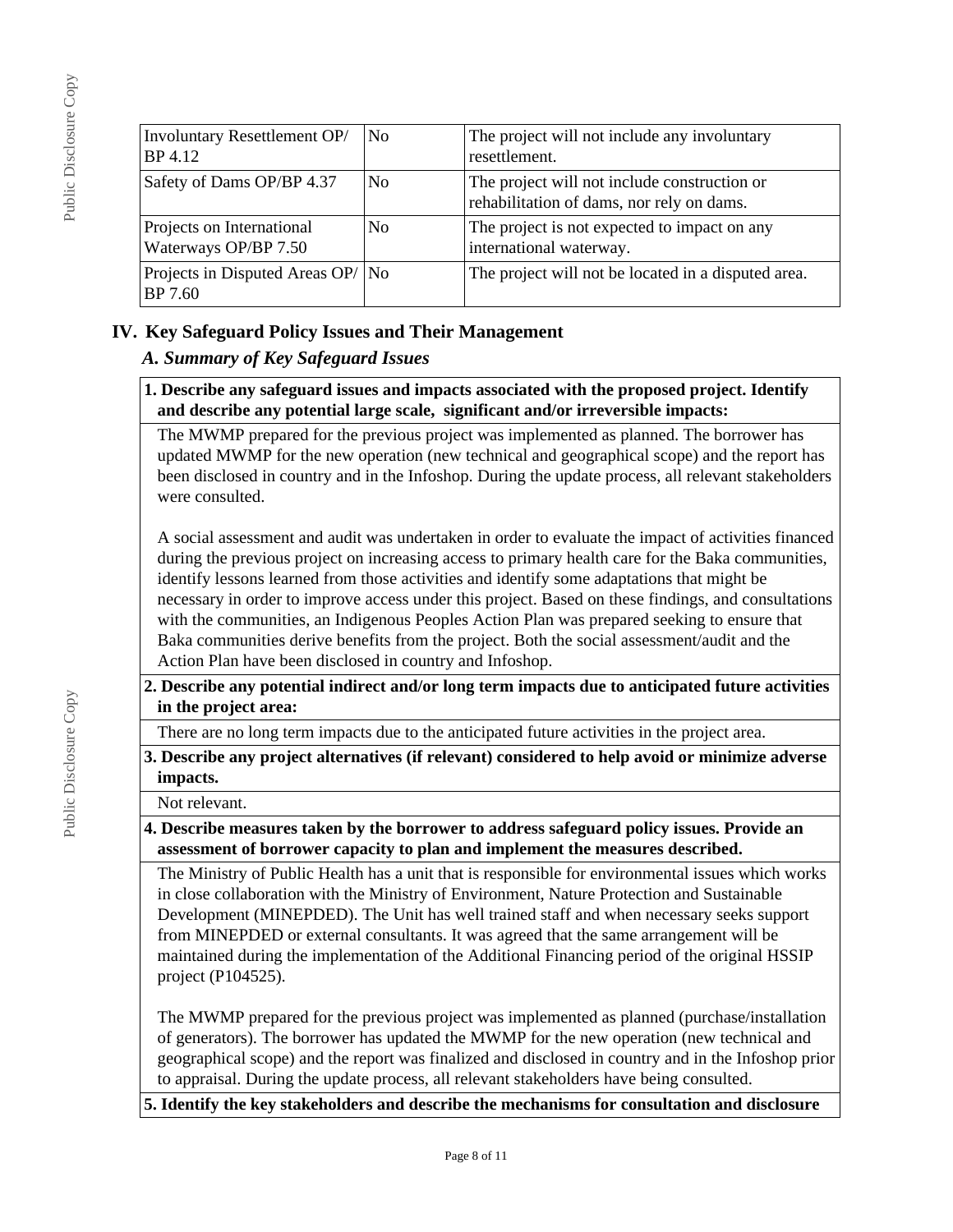| Involuntary Resettlement OP/ BP 4.12 | No | The project will not include any involuntary resettlement. |
|---|---|---|
| Safety of Dams OP/BP 4.37 | No | The project will not include construction or rehabilitation of dams, nor rely on dams. |
| Projects on International Waterways OP/BP 7.50 | No | The project is not expected to impact on any international waterway. |
| Projects in Disputed Areas OP/ BP 7.60 | No | The project will not be located in a disputed area. |

## IV. Key Safeguard Policy Issues and Their Management

### *A. Summary of Key Safeguard Issues*

**1. Describe any safeguard issues and impacts associated with the proposed project. Identify and describe any potential large scale, significant and/or irreversible impacts:**

The MWMP prepared for the previous project was implemented as planned. The borrower has updated MWMP for the new operation (new technical and geographical scope) and the report has been disclosed in country and in the Infoshop. During the update process, all relevant stakeholders were consulted.

A social assessment and audit was undertaken in order to evaluate the impact of activities financed during the previous project on increasing access to primary health care for the Baka communities, identify lessons learned from those activities and identify some adaptations that might be necessary in order to improve access under this project. Based on these findings, and consultations with the communities, an Indigenous Peoples Action Plan was prepared seeking to ensure that Baka communities derive benefits from the project. Both the social assessment/audit and the Action Plan have been disclosed in country and Infoshop.

**2. Describe any potential indirect and/or long term impacts due to anticipated future activities in the project area:**

There are no long term impacts due to the anticipated future activities in the project area.

**3. Describe any project alternatives (if relevant) considered to help avoid or minimize adverse impacts.**

Not relevant.

**4. Describe measures taken by the borrower to address safeguard policy issues. Provide an assessment of borrower capacity to plan and implement the measures described.**

The Ministry of Public Health has a unit that is responsible for environmental issues which works in close collaboration with the Ministry of Environment, Nature Protection and Sustainable Development (MINEPDED). The Unit has well trained staff and when necessary seeks support from MINEPDED or external consultants. It was agreed that the same arrangement will be maintained during the implementation of the Additional Financing period of the original HSSIP project (P104525).

The MWMP prepared for the previous project was implemented as planned (purchase/installation of generators). The borrower has updated the MWMP for the new operation (new technical and geographical scope) and the report was finalized and disclosed in country and in the Infoshop prior to appraisal. During the update process, all relevant stakeholders have being consulted.

**5. Identify the key stakeholders and describe the mechanisms for consultation and disclosure**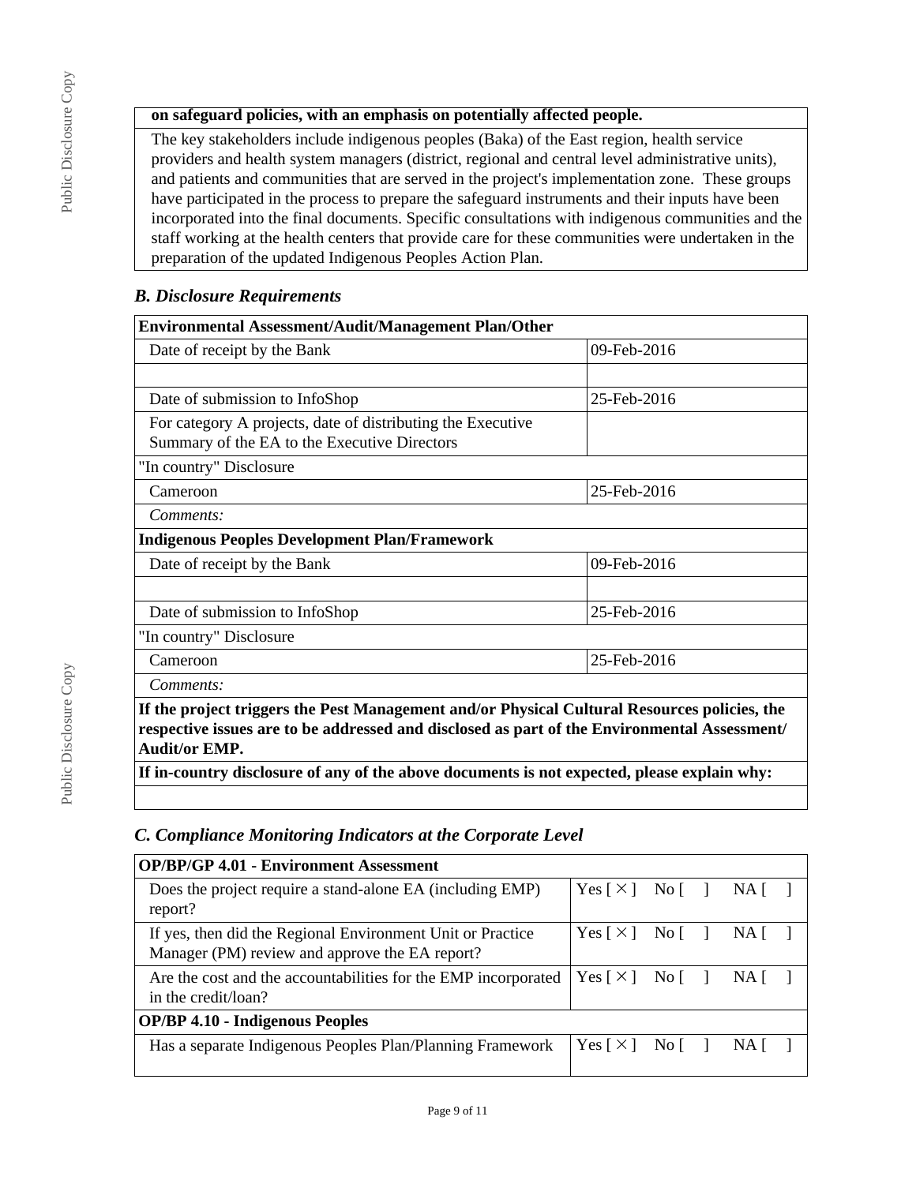| **on safeguard policies, with an emphasis on potentially affected people.** |
|---|
| The key stakeholders include indigenous peoples (Baka) of the East region, health service providers and health system managers (district, regional and central level administrative units), and patients and communities that are served in the project's implementation zone. These groups have participated in the process to prepare the safeguard instruments and their inputs have been incorporated into the final documents. Specific consultations with indigenous communities and the staff working at the health centers that provide care for these communities were undertaken in the preparation of the updated Indigenous Peoples Action Plan. |

### *B. Disclosure Requirements*

| **Environmental Assessment/Audit/Management Plan/Other** | |
|---|---|
| Date of receipt by the Bank | 09-Feb-2016 |
| | |
| Date of submission to InfoShop | 25-Feb-2016 |
| For category A projects, date of distributing the Executive Summary of the EA to the Executive Directors | |
| "In country" Disclosure | |
| Cameroon | 25-Feb-2016 |
| *Comments:* | |
| **Indigenous Peoples Development Plan/Framework** | |
| Date of receipt by the Bank | 09-Feb-2016 |
| | |
| Date of submission to InfoShop | 25-Feb-2016 |
| "In country" Disclosure | |
| Cameroon | 25-Feb-2016 |
| *Comments:* | |
| **If the project triggers the Pest Management and/or Physical Cultural Resources policies, the respective issues are to be addressed and disclosed as part of the Environmental Assessment/ Audit/or EMP.** | |
| **If in-country disclosure of any of the above documents is not expected, please explain why:** | |
| | |

### *C. Compliance Monitoring Indicators at the Corporate Level*

| **OP/BP/GP 4.01 - Environment Assessment** | |
|---|---|
| Does the project require a stand-alone EA (including EMP) report? | Yes [ × ] No [ ] NA [ ] |
| If yes, then did the Regional Environment Unit or Practice Manager (PM) review and approve the EA report? | Yes [ × ] No [ ] NA [ ] |
| Are the cost and the accountabilities for the EMP incorporated in the credit/loan? | Yes [ × ] No [ ] NA [ ] |
| **OP/BP 4.10 - Indigenous Peoples** | |
| Has a separate Indigenous Peoples Plan/Planning Framework | Yes [ × ] No [ ] NA [ ] |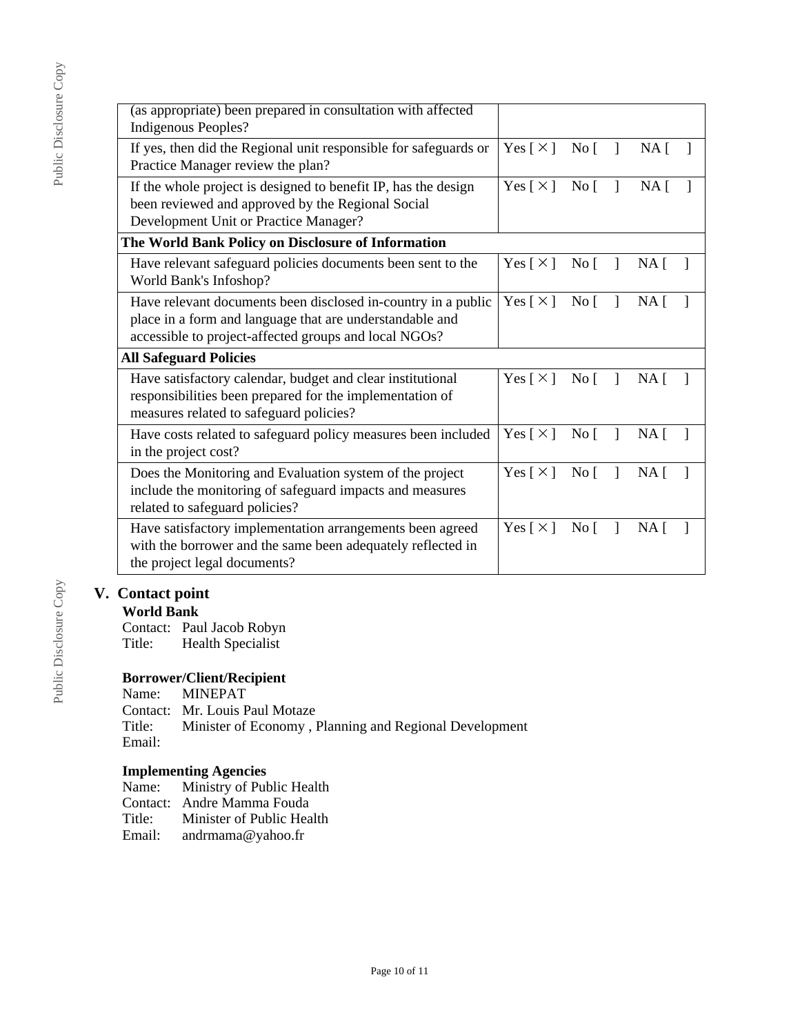| | |
|---|---|
| (as appropriate) been prepared in consultation with affected Indigenous Peoples? | |
| If yes, then did the Regional unit responsible for safeguards or Practice Manager review the plan? | Yes [ × ] No [ ] NA [ ] |
| If the whole project is designed to benefit IP, has the design been reviewed and approved by the Regional Social Development Unit or Practice Manager? | Yes [ × ] No [ ] NA [ ] |
| **The World Bank Policy on Disclosure of Information** | |
| Have relevant safeguard policies documents been sent to the World Bank's Infoshop? | Yes [ × ] No [ ] NA [ ] |
| Have relevant documents been disclosed in-country in a public place in a form and language that are understandable and accessible to project-affected groups and local NGOs? | Yes [ × ] No [ ] NA [ ] |
| **All Safeguard Policies** | |
| Have satisfactory calendar, budget and clear institutional responsibilities been prepared for the implementation of measures related to safeguard policies? | Yes [ × ] No [ ] NA [ ] |
| Have costs related to safeguard policy measures been included in the project cost? | Yes [ × ] No [ ] NA [ ] |
| Does the Monitoring and Evaluation system of the project include the monitoring of safeguard impacts and measures related to safeguard policies? | Yes [ × ] No [ ] NA [ ] |
| Have satisfactory implementation arrangements been agreed with the borrower and the same been adequately reflected in the project legal documents? | Yes [ × ] No [ ] NA [ ] |

## V. Contact point

**World Bank**

Contact: Paul Jacob Robyn
Title: Health Specialist

**Borrower/Client/Recipient**

Name: MINEPAT
Contact: Mr. Louis Paul Motaze
Title: Minister of Economy , Planning and Regional Development
Email:

**Implementing Agencies**

Name: Ministry of Public Health
Contact: Andre Mamma Fouda
Title: Minister of Public Health
Email: andrmama@yahoo.fr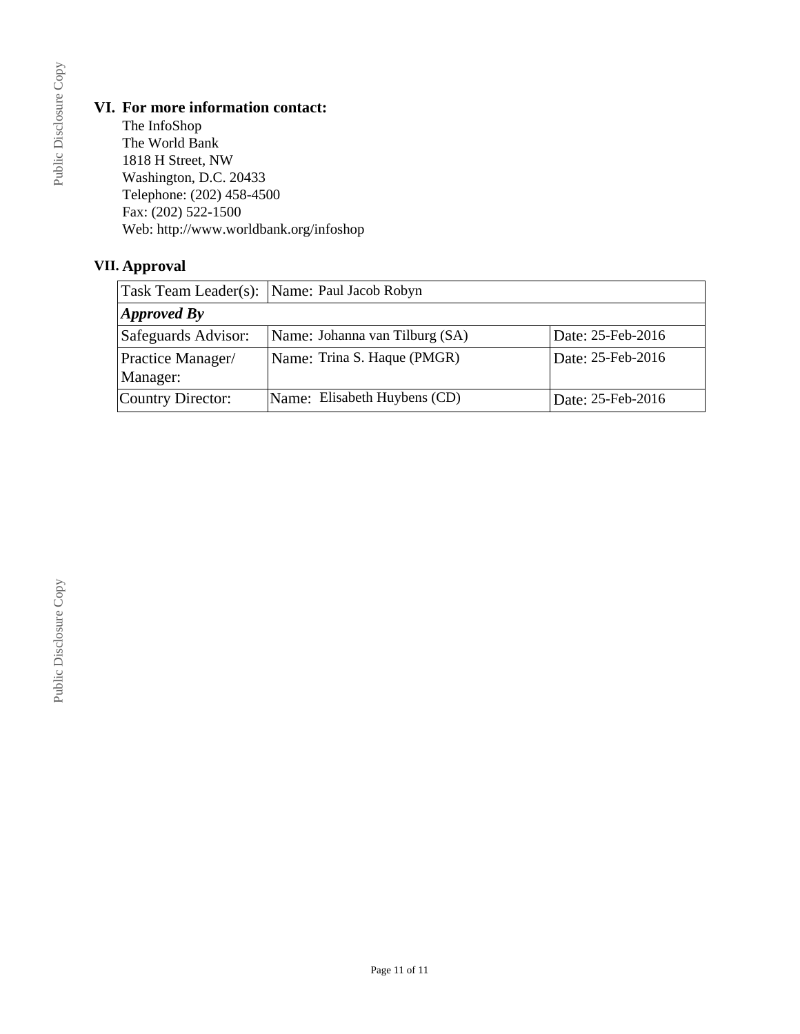## VI. For more information contact:

The InfoShop
The World Bank
1818 H Street, NW
Washington, D.C. 20433
Telephone: (202) 458-4500
Fax: (202) 522-1500
Web: http://www.worldbank.org/infoshop

## VII. Approval

| | | |
|---|---|---|
| Task Team Leader(s): | Name: Paul Jacob Robyn | |
| ***Approved By*** | | |
| Safeguards Advisor: | Name: Johanna van Tilburg (SA) | Date: 25-Feb-2016 |
| Practice Manager/ Manager: | Name: Trina S. Haque (PMGR) | Date: 25-Feb-2016 |
| Country Director: | Name: Elisabeth Huybens (CD) | Date: 25-Feb-2016 |